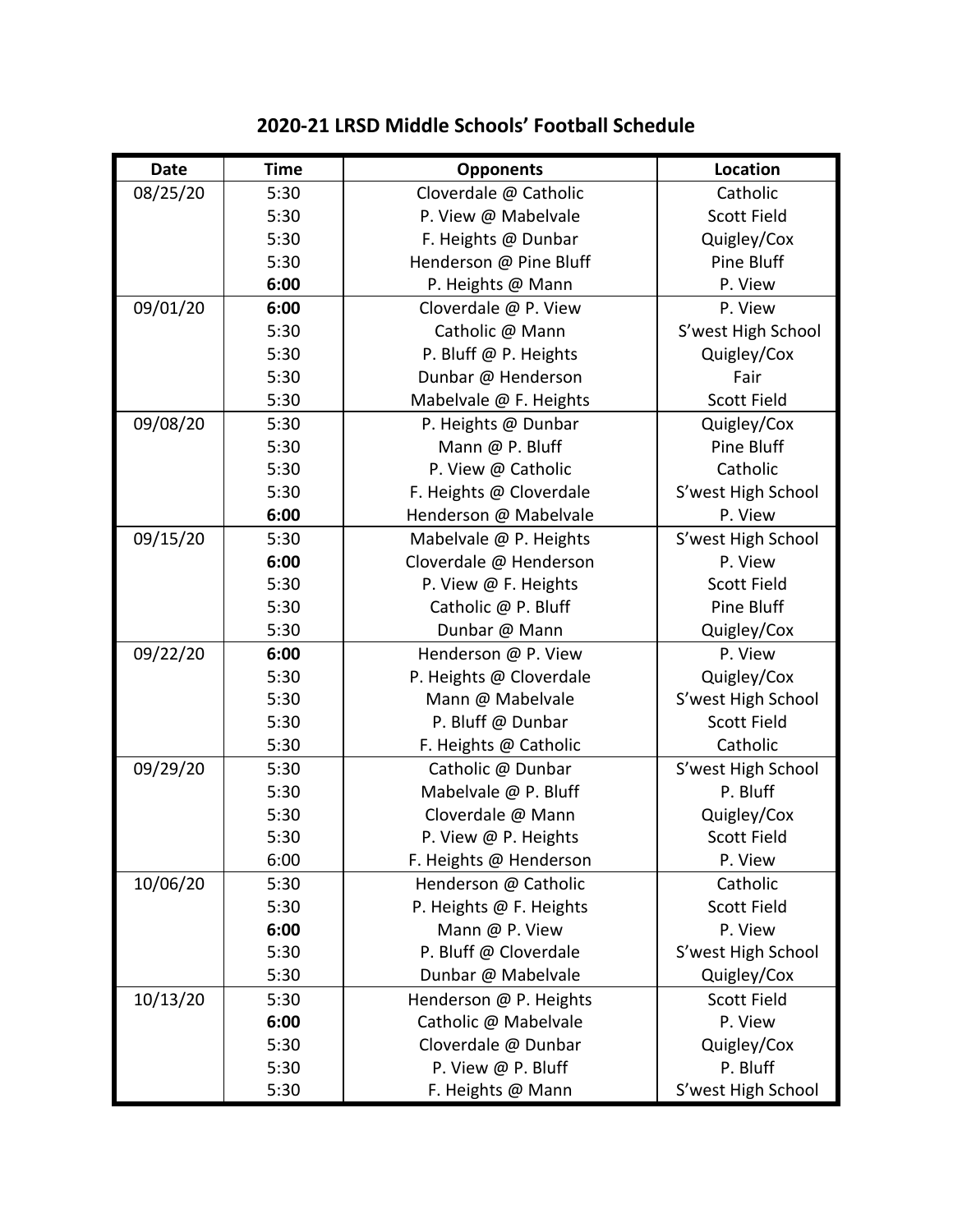# 2020-21 LRSD Middle Schools' Football Schedule

| Date | Time | Opponents | Location |
|---|---|---|---|
| 08/25/20 | 5:30 | Cloverdale @ Catholic | Catholic |
| | 5:30 | P. View @ Mabelvale | Scott Field |
| | 5:30 | F. Heights @ Dunbar | Quigley/Cox |
| | 5:30 | Henderson @ Pine Bluff | Pine Bluff |
| | **6:00** | P. Heights @ Mann | P. View |
| 09/01/20 | **6:00** | Cloverdale @ P. View | P. View |
| | 5:30 | Catholic @ Mann | S'west High School |
| | 5:30 | P. Bluff @ P. Heights | Quigley/Cox |
| | 5:30 | Dunbar @ Henderson | Fair |
| | 5:30 | Mabelvale @ F. Heights | Scott Field |
| 09/08/20 | 5:30 | P. Heights @ Dunbar | Quigley/Cox |
| | 5:30 | Mann @ P. Bluff | Pine Bluff |
| | 5:30 | P. View @ Catholic | Catholic |
| | 5:30 | F. Heights @ Cloverdale | S'west High School |
| | **6:00** | Henderson @ Mabelvale | P. View |
| 09/15/20 | 5:30 | Mabelvale @ P. Heights | S'west High School |
| | **6:00** | Cloverdale @ Henderson | P. View |
| | 5:30 | P. View @ F. Heights | Scott Field |
| | 5:30 | Catholic @ P. Bluff | Pine Bluff |
| | 5:30 | Dunbar @ Mann | Quigley/Cox |
| 09/22/20 | **6:00** | Henderson @ P. View | P. View |
| | 5:30 | P. Heights @ Cloverdale | Quigley/Cox |
| | 5:30 | Mann @ Mabelvale | S'west High School |
| | 5:30 | P. Bluff @ Dunbar | Scott Field |
| | 5:30 | F. Heights @ Catholic | Catholic |
| 09/29/20 | 5:30 | Catholic @ Dunbar | S'west High School |
| | 5:30 | Mabelvale @ P. Bluff | P. Bluff |
| | 5:30 | Cloverdale @ Mann | Quigley/Cox |
| | 5:30 | P. View @ P. Heights | Scott Field |
| | 6:00 | F. Heights @ Henderson | P. View |
| 10/06/20 | 5:30 | Henderson @ Catholic | Catholic |
| | 5:30 | P. Heights @ F. Heights | Scott Field |
| | **6:00** | Mann @ P. View | P. View |
| | 5:30 | P. Bluff @ Cloverdale | S'west High School |
| | 5:30 | Dunbar @ Mabelvale | Quigley/Cox |
| 10/13/20 | 5:30 | Henderson @ P. Heights | Scott Field |
| | **6:00** | Catholic @ Mabelvale | P. View |
| | 5:30 | Cloverdale @ Dunbar | Quigley/Cox |
| | 5:30 | P. View @ P. Bluff | P. Bluff |
| | 5:30 | F. Heights @ Mann | S'west High School |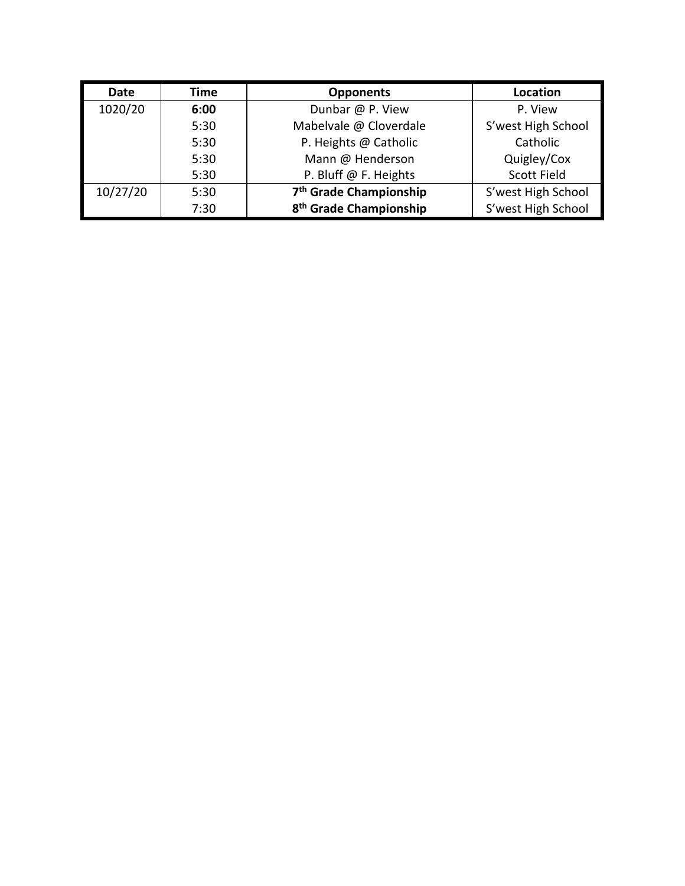| Date | Time | Opponents | Location |
| --- | --- | --- | --- |
| 1020/20 | **6:00** | Dunbar @ P. View | P. View |
| | 5:30 | Mabelvale @ Cloverdale | S'west High School |
| | 5:30 | P. Heights @ Catholic | Catholic |
| | 5:30 | Mann @ Henderson | Quigley/Cox |
| | 5:30 | P. Bluff @ F. Heights | Scott Field |
| 10/27/20 | 5:30 | **7th Grade Championship** | S'west High School |
| | 7:30 | **8th Grade Championship** | S'west High School |